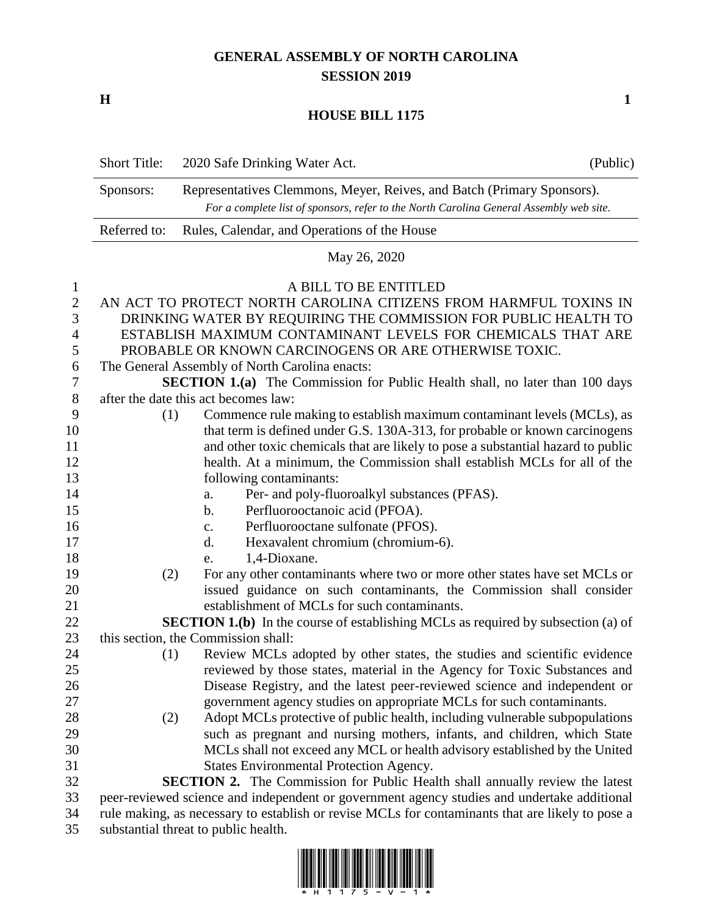# GENERAL ASSEMBLY OF NORTH CAROLINA
## SESSION 2019

**H** **1**

## HOUSE BILL 1175

| Short Title: | 2020 Safe Drinking Water Act. | (Public) |
|---|---|---|
| Sponsors: | Representatives Clemmons, Meyer, Reives, and Batch (Primary Sponsors). *For a complete list of sponsors, refer to the North Carolina General Assembly web site.* | |
| Referred to: | Rules, Calendar, and Operations of the House | |

May 26, 2020

A BILL TO BE ENTITLED

AN ACT TO PROTECT NORTH CAROLINA CITIZENS FROM HARMFUL TOXINS IN DRINKING WATER BY REQUIRING THE COMMISSION FOR PUBLIC HEALTH TO ESTABLISH MAXIMUM CONTAMINANT LEVELS FOR CHEMICALS THAT ARE PROBABLE OR KNOWN CARCINOGENS OR ARE OTHERWISE TOXIC.

The General Assembly of North Carolina enacts:

**SECTION 1.(a)** The Commission for Public Health shall, no later than 100 days after the date this act becomes law:

(1) Commence rule making to establish maximum contaminant levels (MCLs), as that term is defined under G.S. 130A-313, for probable or known carcinogens and other toxic chemicals that are likely to pose a substantial hazard to public health. At a minimum, the Commission shall establish MCLs for all of the following contaminants:

a. Per- and poly-fluoroalkyl substances (PFAS).

b. Perfluorooctanoic acid (PFOA).

c. Perfluorooctane sulfonate (PFOS).

d. Hexavalent chromium (chromium-6).

e. 1,4-Dioxane.

(2) For any other contaminants where two or more other states have set MCLs or issued guidance on such contaminants, the Commission shall consider establishment of MCLs for such contaminants.

**SECTION 1.(b)** In the course of establishing MCLs as required by subsection (a) of this section, the Commission shall:

(1) Review MCLs adopted by other states, the studies and scientific evidence reviewed by those states, material in the Agency for Toxic Substances and Disease Registry, and the latest peer-reviewed science and independent or government agency studies on appropriate MCLs for such contaminants.

(2) Adopt MCLs protective of public health, including vulnerable subpopulations such as pregnant and nursing mothers, infants, and children, which State MCLs shall not exceed any MCL or health advisory established by the United States Environmental Protection Agency.

**SECTION 2.** The Commission for Public Health shall annually review the latest peer-reviewed science and independent or government agency studies and undertake additional rule making, as necessary to establish or revise MCLs for contaminants that are likely to pose a substantial threat to public health.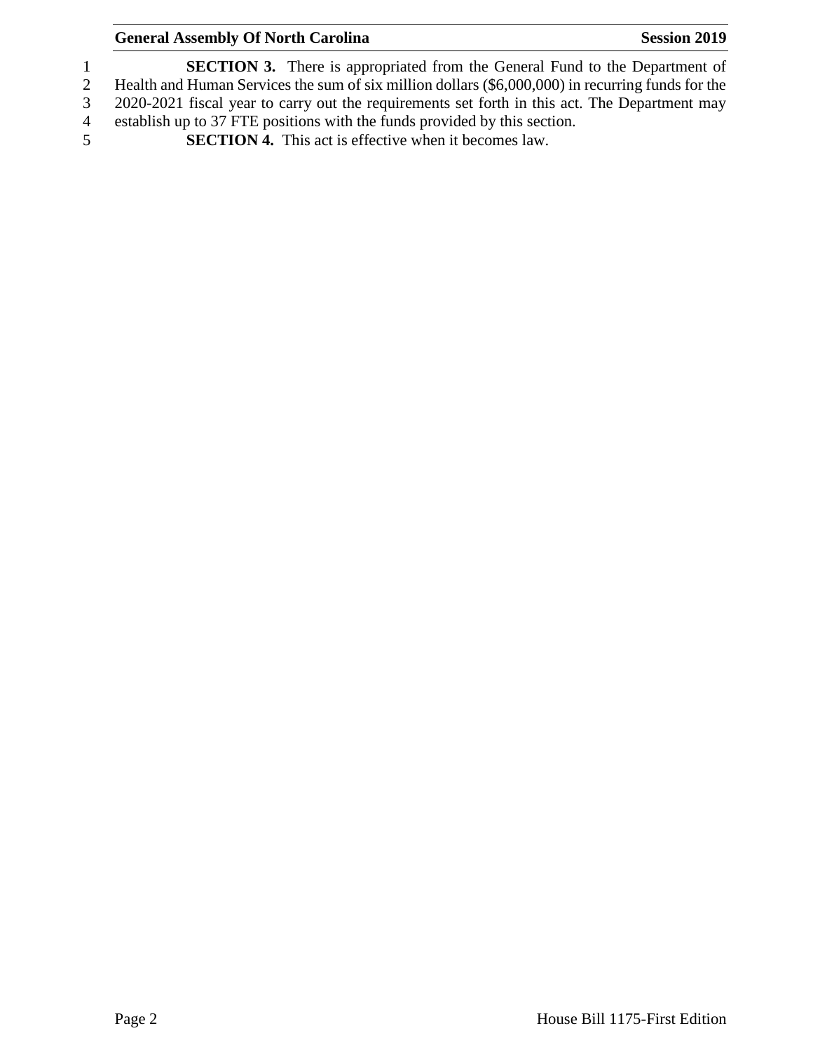**SECTION 3.** There is appropriated from the General Fund to the Department of Health and Human Services the sum of six million dollars ($6,000,000) in recurring funds for the 2020-2021 fiscal year to carry out the requirements set forth in this act. The Department may establish up to 37 FTE positions with the funds provided by this section.

**SECTION 4.** This act is effective when it becomes law.